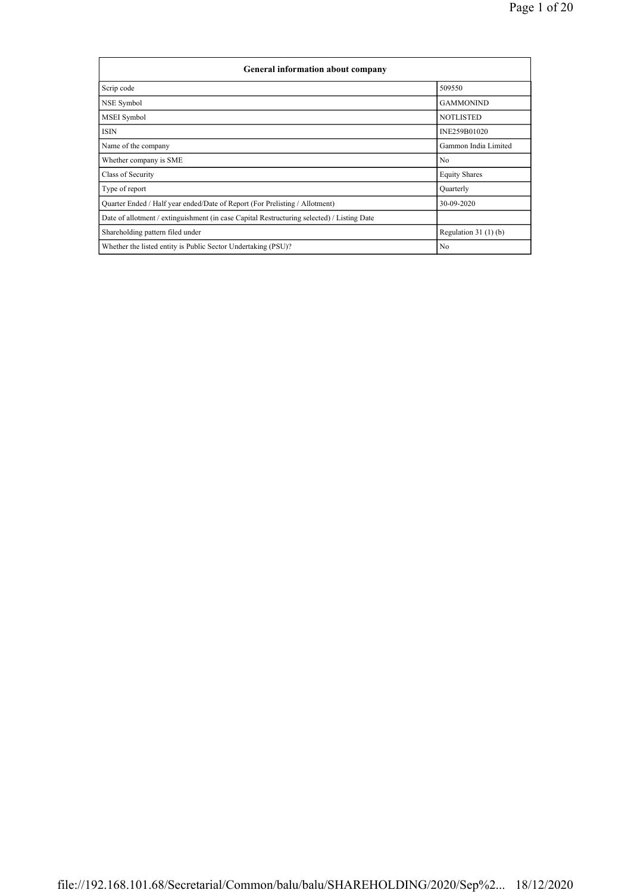| General information about company | |
|---|---|
| Scrip code | 509550 |
| NSE Symbol | GAMMONIND |
| MSEI Symbol | NOTLISTED |
| ISIN | INE259B01020 |
| Name of the company | Gammon India Limited |
| Whether company is SME | No |
| Class of Security | Equity Shares |
| Type of report | Quarterly |
| Quarter Ended / Half year ended/Date of Report (For Prelisting / Allotment) | 30-09-2020 |
| Date of allotment / extinguishment (in case Capital Restructuring selected) / Listing Date | |
| Shareholding pattern filed under | Regulation 31 (1) (b) |
| Whether the listed entity is Public Sector Undertaking (PSU)? | No |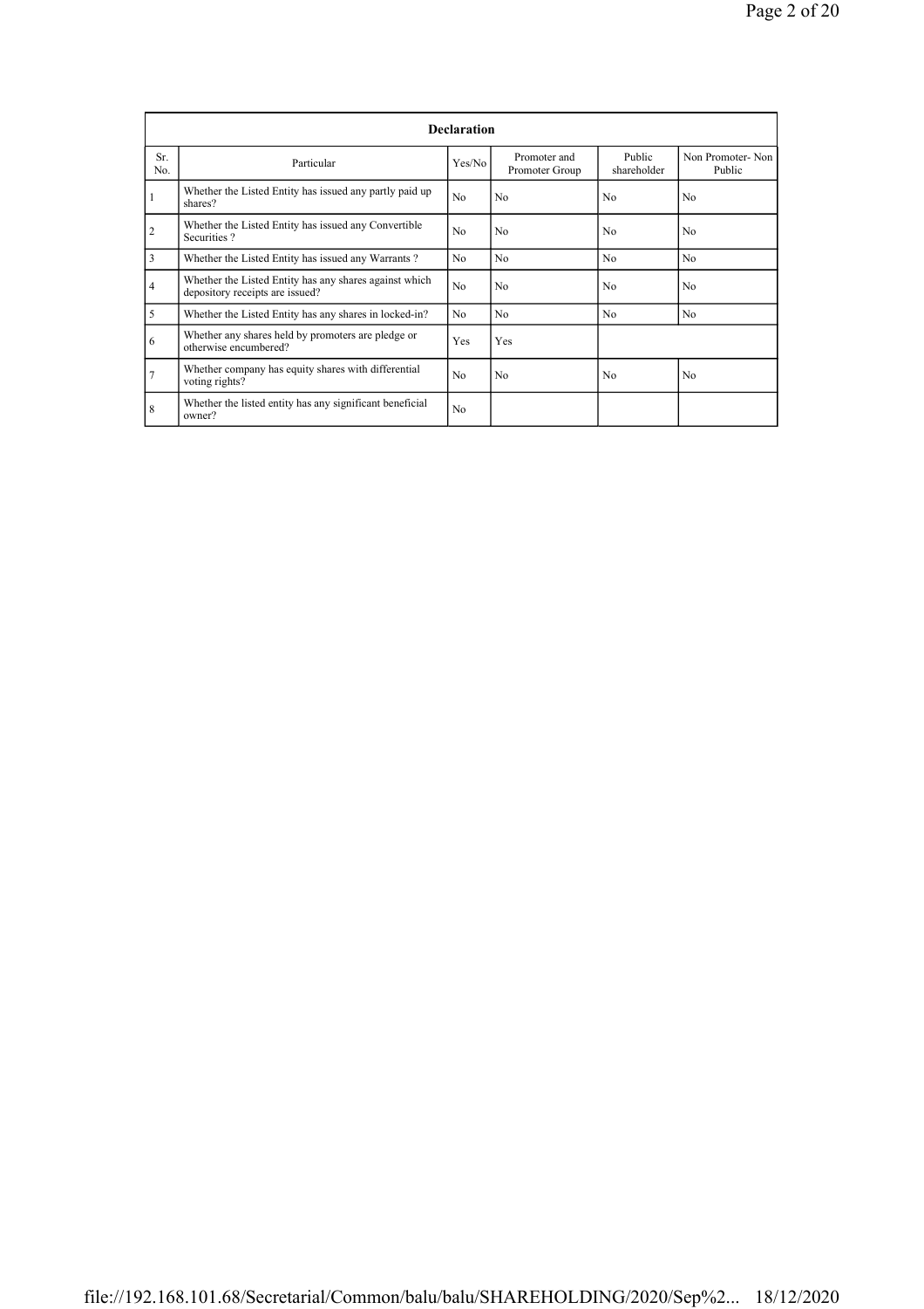| Declaration | | | | | |
|---|---|---|---|---|---|
| Sr. No. | Particular | Yes/No | Promoter and Promoter Group | Public shareholder | Non Promoter- Non Public |
| 1 | Whether the Listed Entity has issued any partly paid up shares? | No | No | No | No |
| 2 | Whether the Listed Entity has issued any Convertible Securities ? | No | No | No | No |
| 3 | Whether the Listed Entity has issued any Warrants ? | No | No | No | No |
| 4 | Whether the Listed Entity has any shares against which depository receipts are issued? | No | No | No | No |
| 5 | Whether the Listed Entity has any shares in locked-in? | No | No | No | No |
| 6 | Whether any shares held by promoters are pledge or otherwise encumbered? | Yes | Yes | | |
| 7 | Whether company has equity shares with differential voting rights? | No | No | No | No |
| 8 | Whether the listed entity has any significant beneficial owner? | No | | | |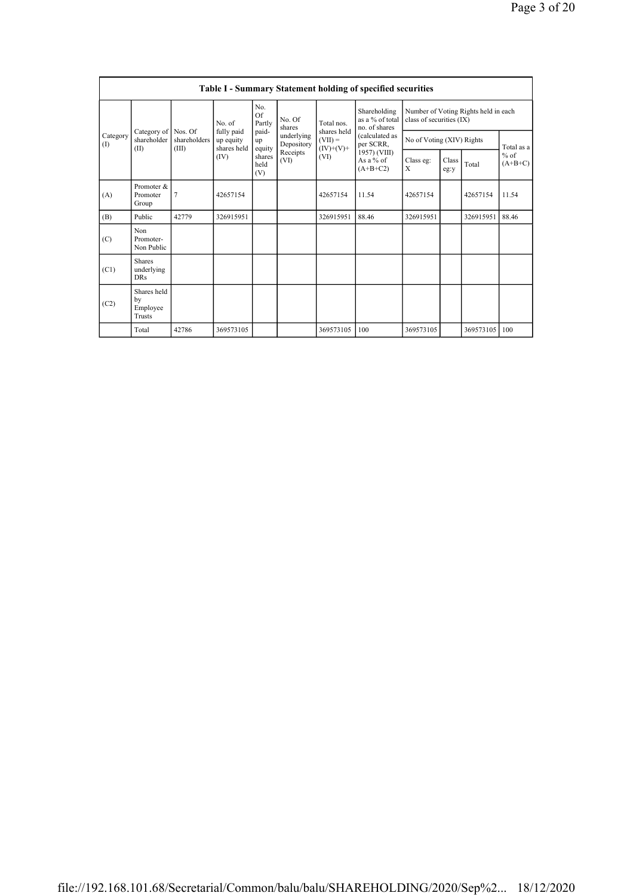## Table I - Summary Statement holding of specified securities

| Category (I) | Category of shareholder (II) | Nos. Of shareholders (III) | No. of fully paid up equity shares held (IV) | No. Of Partly paid-up equity shares held (V) | No. Of shares underlying Depository Receipts (VI) | Total nos. shares held (VII) = (IV)+(V)+ (VI) | Shareholding as a % of total no. of shares (calculated as per SCRR, 1957) (VIII) As a % of (A+B+C2) | Number of Voting Rights held in each class of securities (IX) | | | |
|---|---|---|---|---|---|---|---|---|---|---|---|
| | | | | | | | | No of Voting (XIV) Rights | | | Total as a % of (A+B+C) |
| | | | | | | | | Class eg: X | Class eg:y | Total | |
| (A) | Promoter & Promoter Group | 7 | 42657154 | | | 42657154 | 11.54 | 42657154 | | 42657154 | 11.54 |
| (B) | Public | 42779 | 326915951 | | | 326915951 | 88.46 | 326915951 | | 326915951 | 88.46 |
| (C) | Non Promoter- Non Public | | | | | | | | | | |
| (C1) | Shares underlying DRs | | | | | | | | | | |
| (C2) | Shares held by Employee Trusts | | | | | | | | | | |
| | Total | 42786 | 369573105 | | | 369573105 | 100 | 369573105 | | 369573105 | 100 |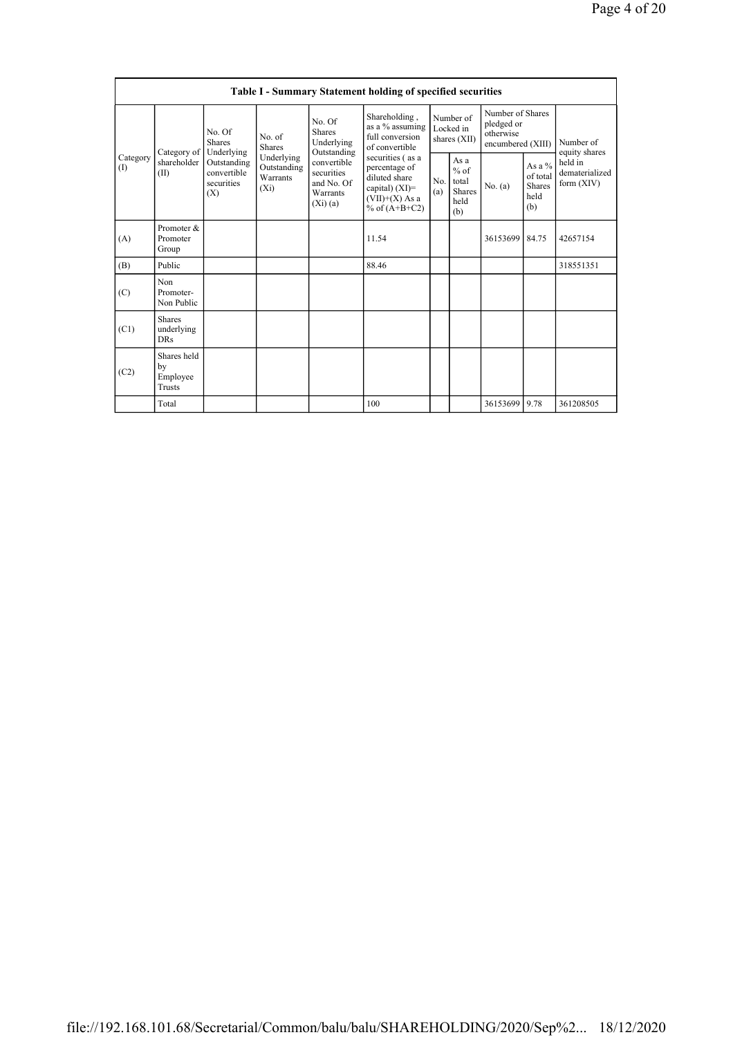| Table I - Summary Statement holding of specified securities | | | | | | | | | | |
|---|---|---|---|---|---|---|---|---|---|---|
| Category (I) | Category of shareholder (II) | No. Of Shares Underlying Outstanding convertible securities (X) | No. of Shares Underlying Outstanding Warrants (Xi) | No. Of Shares Underlying Outstanding convertible securities and No. Of Warrants (Xi) (a) | Shareholding , as a % assuming full conversion of convertible securities ( as a percentage of diluted share capital) (XI)= (VII)+(X) As a % of (A+B+C2) | Number of Locked in shares (XII) | | Number of Shares pledged or otherwise encumbered (XIII) | | Number of equity shares held in dematerialized form (XIV) |
| | | | | | | No. (a) | As a % of total Shares held (b) | No. (a) | As a % of total Shares held (b) | |
| (A) | Promoter & Promoter Group | | | | 11.54 | | | 36153699 | 84.75 | 42657154 |
| (B) | Public | | | | 88.46 | | | | | 318551351 |
| (C) | Non Promoter- Non Public | | | | | | | | | |
| (C1) | Shares underlying DRs | | | | | | | | | |
| (C2) | Shares held by Employee Trusts | | | | | | | | | |
| | Total | | | | 100 | | | 36153699 | 9.78 | 361208505 |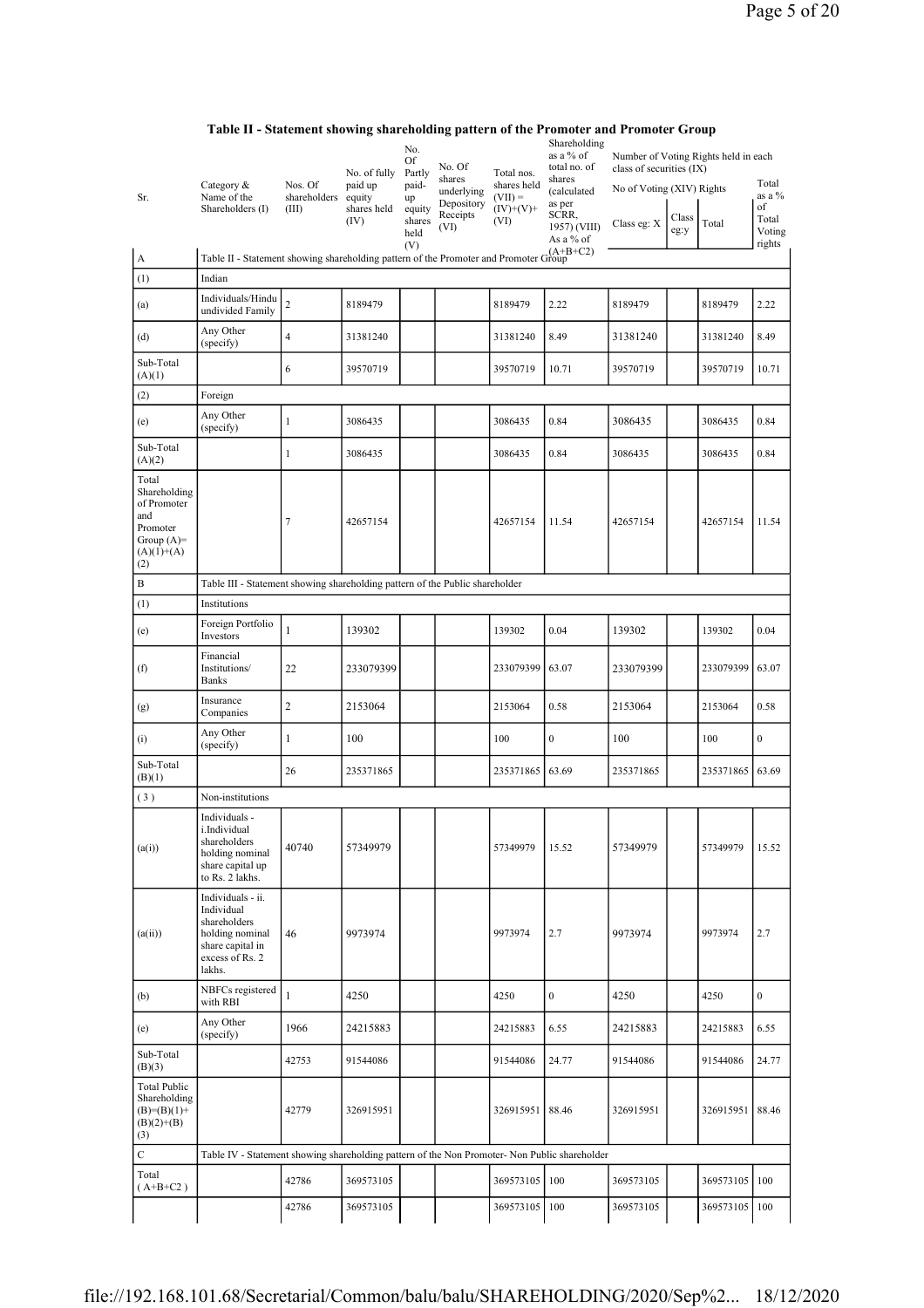## Table II - Statement showing shareholding pattern of the Promoter and Promoter Group

| Sr. | Category & Name of the Shareholders (I) | Nos. Of shareholders (III) | No. of fully paid up equity shares held (IV) | No. Of Partly paid-up equity shares held (V) | No. Of shares underlying Depository Receipts (VI) | Total nos. shares held (VII) = (IV)+(V)+ (VI) | Shareholding as a % of total no. of shares (calculated as per SCRR, 1957) (VIII) As a % of (A+B+C2) | Number of Voting Rights held in each class of securities (IX) No of Voting (XIV) Rights Class eg: X | Class eg:y | Total | Total as a % of Total Voting rights |
|---|---|---|---|---|---|---|---|---|---|---|---|
| A | Table II - Statement showing shareholding pattern of the Promoter and Promoter Group | | | | | | | | | | |
| (1) | Indian | | | | | | | | | | |
| (a) | Individuals/Hindu undivided Family | 2 | 8189479 | | | 8189479 | 2.22 | 8189479 | | 8189479 | 2.22 |
| (d) | Any Other (specify) | 4 | 31381240 | | | 31381240 | 8.49 | 31381240 | | 31381240 | 8.49 |
| Sub-Total (A)(1) | | 6 | 39570719 | | | 39570719 | 10.71 | 39570719 | | 39570719 | 10.71 |
| (2) | Foreign | | | | | | | | | | |
| (e) | Any Other (specify) | 1 | 3086435 | | | 3086435 | 0.84 | 3086435 | | 3086435 | 0.84 |
| Sub-Total (A)(2) | | 1 | 3086435 | | | 3086435 | 0.84 | 3086435 | | 3086435 | 0.84 |
| Total Shareholding of Promoter and Promoter Group (A)=(A)(1)+(A)(2) | | 7 | 42657154 | | | 42657154 | 11.54 | 42657154 | | 42657154 | 11.54 |
| B | Table III - Statement showing shareholding pattern of the Public shareholder | | | | | | | | | | |
| (1) | Institutions | | | | | | | | | | |
| (e) | Foreign Portfolio Investors | 1 | 139302 | | | 139302 | 0.04 | 139302 | | 139302 | 0.04 |
| (f) | Financial Institutions/ Banks | 22 | 233079399 | | | 233079399 | 63.07 | 233079399 | | 233079399 | 63.07 |
| (g) | Insurance Companies | 2 | 2153064 | | | 2153064 | 0.58 | 2153064 | | 2153064 | 0.58 |
| (i) | Any Other (specify) | 1 | 100 | | | 100 | 0 | 100 | | 100 | 0 |
| Sub-Total (B)(1) | | 26 | 235371865 | | | 235371865 | 63.69 | 235371865 | | 235371865 | 63.69 |
| (3) | Non-institutions | | | | | | | | | | |
| (a(i)) | Individuals - i.Individual shareholders holding nominal share capital up to Rs. 2 lakhs. | 40740 | 57349979 | | | 57349979 | 15.52 | 57349979 | | 57349979 | 15.52 |
| (a(ii)) | Individuals - ii. Individual shareholders holding nominal share capital in excess of Rs. 2 lakhs. | 46 | 9973974 | | | 9973974 | 2.7 | 9973974 | | 9973974 | 2.7 |
| (b) | NBFCs registered with RBI | 1 | 4250 | | | 4250 | 0 | 4250 | | 4250 | 0 |
| (e) | Any Other (specify) | 1966 | 24215883 | | | 24215883 | 6.55 | 24215883 | | 24215883 | 6.55 |
| Sub-Total (B)(3) | | 42753 | 91544086 | | | 91544086 | 24.77 | 91544086 | | 91544086 | 24.77 |
| Total Public Shareholding (B)=(B)(1)+(B)(2)+(B)(3) | | 42779 | 326915951 | | | 326915951 | 88.46 | 326915951 | | 326915951 | 88.46 |
| C | Table IV - Statement showing shareholding pattern of the Non Promoter- Non Public shareholder | | | | | | | | | | |
| Total ( A+B+C2 ) | | 42786 | 369573105 | | | 369573105 | 100 | 369573105 | | 369573105 | 100 |
| | | 42786 | 369573105 | | | 369573105 | 100 | 369573105 | | 369573105 | 100 |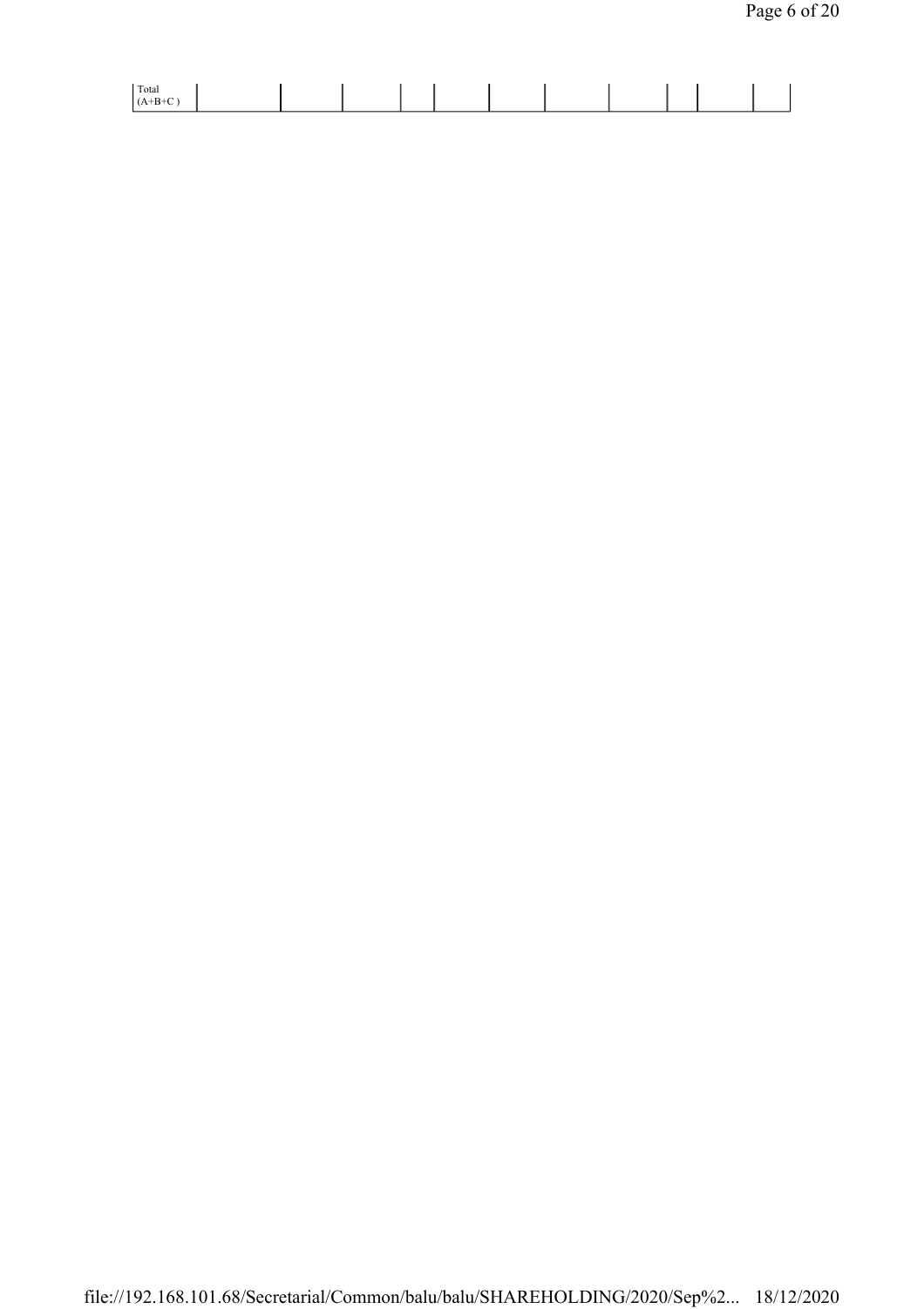| Total (A+B+C ) | | | | | | | | | | | |
|---|---|---|---|---|---|---|---|---|---|---|---|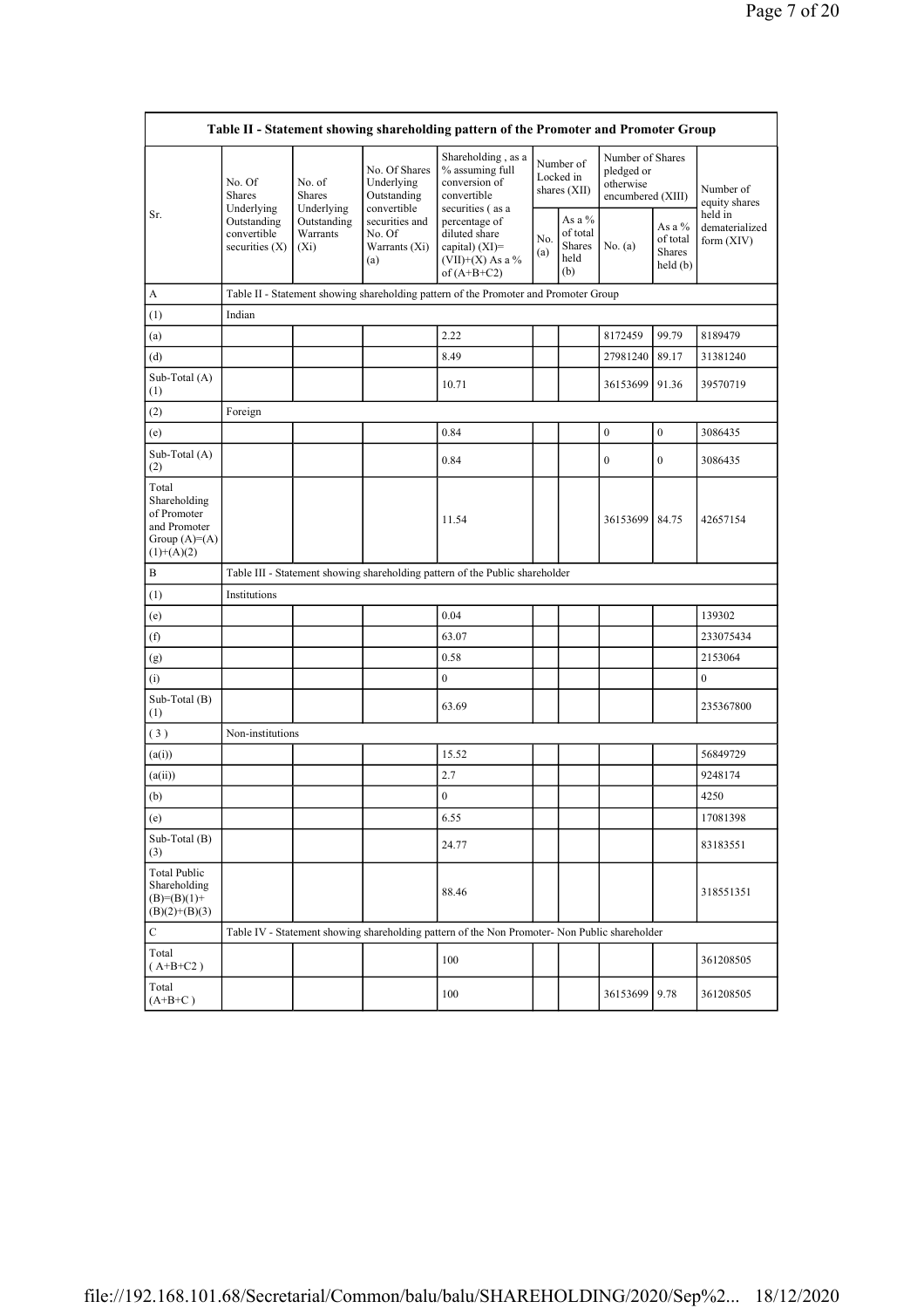| Table II - Statement showing shareholding pattern of the Promoter and Promoter Group | | | | | | | | | |
|---|---|---|---|---|---|---|---|---|---|
| Sr. | No. Of Shares Underlying Outstanding convertible securities (X) | No. of Shares Underlying Outstanding Warrants (Xi) | No. Of Shares Underlying Outstanding convertible securities and No. Of Warrants (Xi) (a) | Shareholding , as a % assuming full conversion of convertible securities ( as a percentage of diluted share capital) (XI)= (VII)+(X) As a % of (A+B+C2) | Number of Locked in shares (XII) | | Number of Shares pledged or otherwise encumbered (XIII) | | Number of equity shares held in dematerialized form (XIV) |
| | | | | | No. (a) | As a % of total Shares held (b) | No. (a) | As a % of total Shares held (b) | |
| A | Table II - Statement showing shareholding pattern of the Promoter and Promoter Group | | | | | | | | |
| (1) | Indian | | | | | | | | |
| (a) | | | | 2.22 | | | 8172459 | 99.79 | 8189479 |
| (d) | | | | 8.49 | | | 27981240 | 89.17 | 31381240 |
| Sub-Total (A) (1) | | | | 10.71 | | | 36153699 | 91.36 | 39570719 |
| (2) | Foreign | | | | | | | | |
| (e) | | | | 0.84 | | | 0 | 0 | 3086435 |
| Sub-Total (A) (2) | | | | 0.84 | | | 0 | 0 | 3086435 |
| Total Shareholding of Promoter and Promoter Group (A)=(A)(1)+(A)(2) | | | | 11.54 | | | 36153699 | 84.75 | 42657154 |
| B | Table III - Statement showing shareholding pattern of the Public shareholder | | | | | | | | |
| (1) | Institutions | | | | | | | | |
| (e) | | | | 0.04 | | | | | 139302 |
| (f) | | | | 63.07 | | | | | 233075434 |
| (g) | | | | 0.58 | | | | | 2153064 |
| (i) | | | | 0 | | | | | 0 |
| Sub-Total (B) (1) | | | | 63.69 | | | | | 235367800 |
| ( 3 ) | Non-institutions | | | | | | | | |
| (a(i)) | | | | 15.52 | | | | | 56849729 |
| (a(ii)) | | | | 2.7 | | | | | 9248174 |
| (b) | | | | 0 | | | | | 4250 |
| (e) | | | | 6.55 | | | | | 17081398 |
| Sub-Total (B) (3) | | | | 24.77 | | | | | 83183551 |
| Total Public Shareholding (B)=(B)(1)+(B)(2)+(B)(3) | | | | 88.46 | | | | | 318551351 |
| C | Table IV - Statement showing shareholding pattern of the Non Promoter- Non Public shareholder | | | | | | | | |
| Total ( A+B+C2 ) | | | | 100 | | | | | 361208505 |
| Total (A+B+C ) | | | | 100 | | | 36153699 | 9.78 | 361208505 |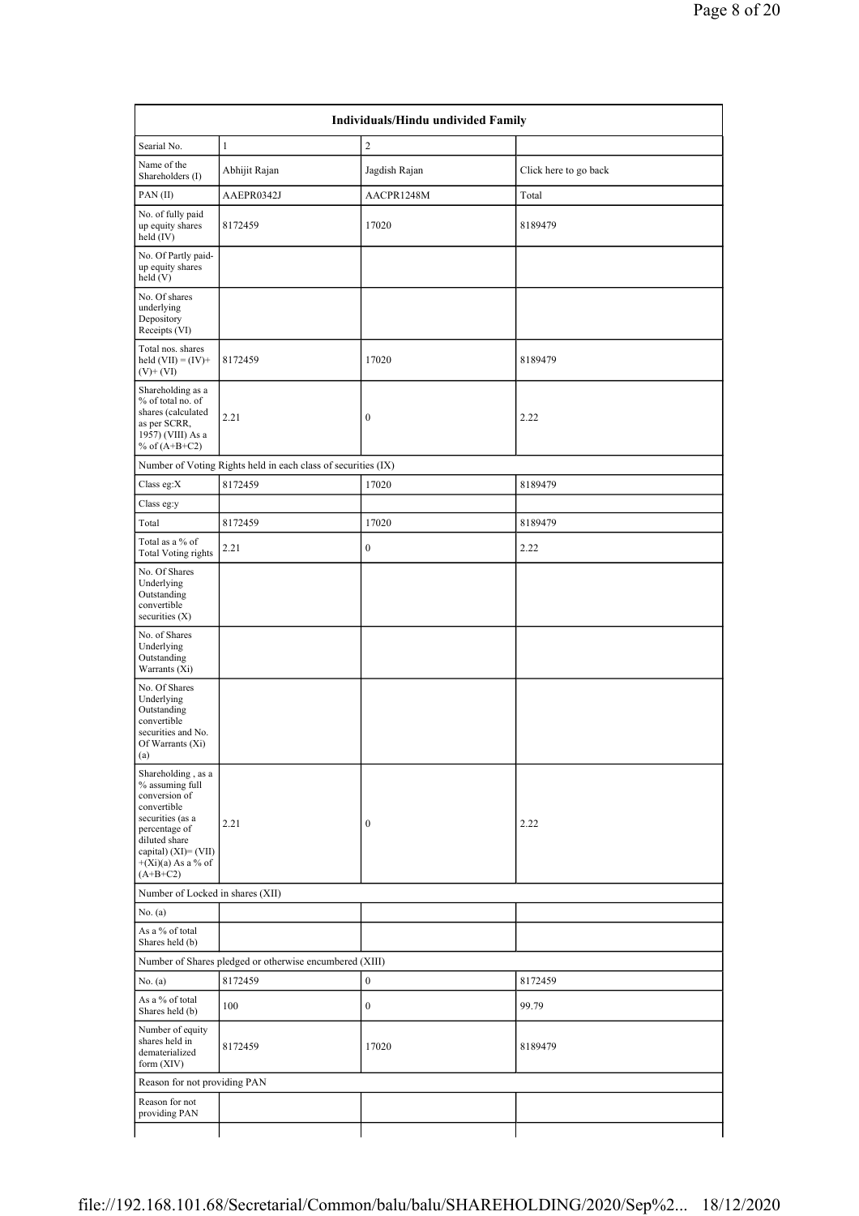| Individuals/Hindu undivided Family | | | |
|---|---|---|---|
| Searial No. | 1 | 2 | |
| Name of the Shareholders (I) | Abhijit Rajan | Jagdish Rajan | Click here to go back |
| PAN (II) | AAEPR0342J | AACPR1248M | Total |
| No. of fully paid up equity shares held (IV) | 8172459 | 17020 | 8189479 |
| No. Of Partly paid-up equity shares held (V) | | | |
| No. Of shares underlying Depository Receipts (VI) | | | |
| Total nos. shares held (VII) = (IV)+ (V)+ (VI) | 8172459 | 17020 | 8189479 |
| Shareholding as a % of total no. of shares (calculated as per SCRR, 1957) (VIII) As a % of (A+B+C2) | 2.21 | 0 | 2.22 |
| Number of Voting Rights held in each class of securities (IX) | | | |
| Class eg:X | 8172459 | 17020 | 8189479 |
| Class eg:y | | | |
| Total | 8172459 | 17020 | 8189479 |
| Total as a % of Total Voting rights | 2.21 | 0 | 2.22 |
| No. Of Shares Underlying Outstanding convertible securities (X) | | | |
| No. of Shares Underlying Outstanding Warrants (Xi) | | | |
| No. Of Shares Underlying Outstanding convertible securities and No. Of Warrants (Xi) (a) | | | |
| Shareholding , as a % assuming full conversion of convertible securities (as a percentage of diluted share capital) (XI)= (VII) +(Xi)(a) As a % of (A+B+C2) | 2.21 | 0 | 2.22 |
| Number of Locked in shares (XII) | | | |
| No. (a) | | | |
| As a % of total Shares held (b) | | | |
| Number of Shares pledged or otherwise encumbered (XIII) | | | |
| No. (a) | 8172459 | 0 | 8172459 |
| As a % of total Shares held (b) | 100 | 0 | 99.79 |
| Number of equity shares held in dematerialized form (XIV) | 8172459 | 17020 | 8189479 |
| Reason for not providing PAN | | | |
| Reason for not providing PAN | | | |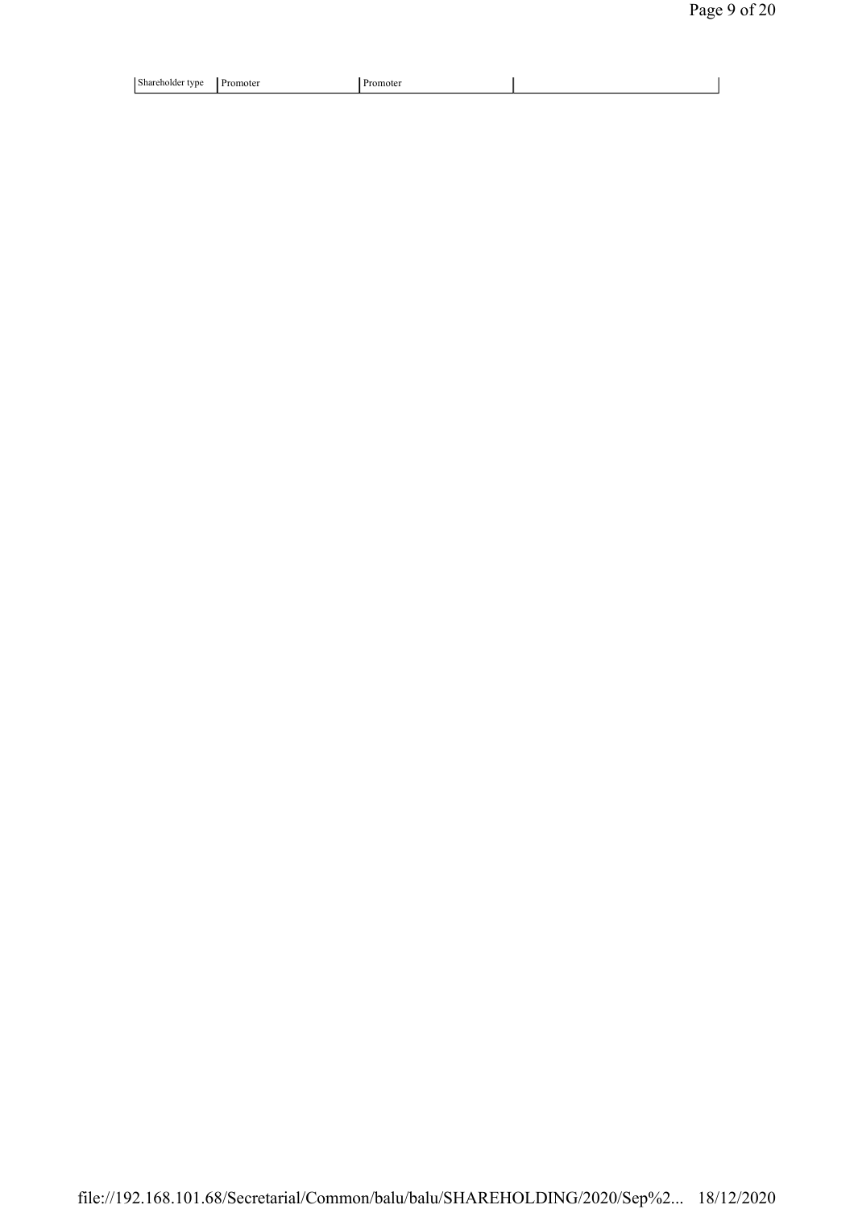| Shareholder type | Promoter | Promoter | |
|---|---|---|---|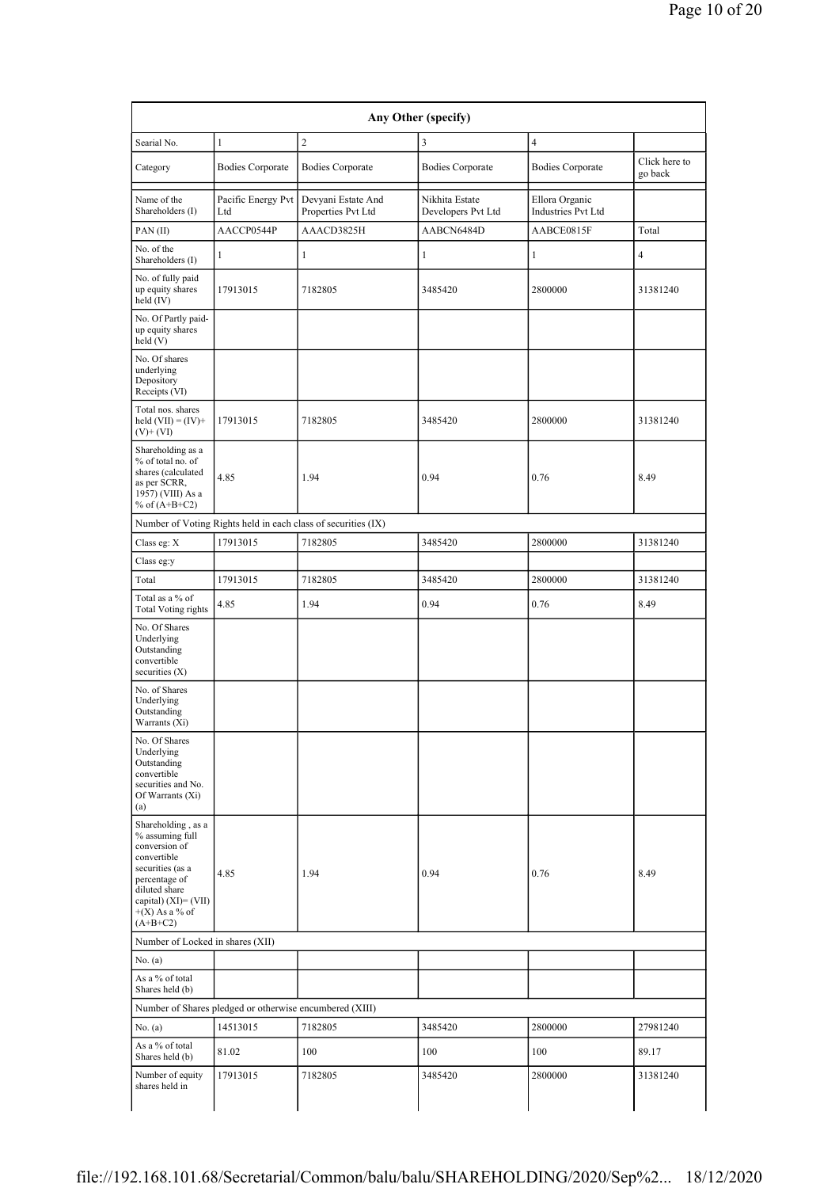| Any Other (specify) | | | | | |
|---|---|---|---|---|---|
| Searial No. | 1 | 2 | 3 | 4 | |
| Category | Bodies Corporate | Bodies Corporate | Bodies Corporate | Bodies Corporate | Click here to go back |
| Name of the Shareholders (I) | Pacific Energy Pvt Ltd | Devyani Estate And Properties Pvt Ltd | Nikhita Estate Developers Pvt Ltd | Ellora Organic Industries Pvt Ltd | |
| PAN (II) | AACCP0544P | AAACD3825H | AABCN6484D | AABCE0815F | Total |
| No. of the Shareholders (I) | 1 | 1 | 1 | 1 | 4 |
| No. of fully paid up equity shares held (IV) | 17913015 | 7182805 | 3485420 | 2800000 | 31381240 |
| No. Of Partly paid-up equity shares held (V) | | | | | |
| No. Of shares underlying Depository Receipts (VI) | | | | | |
| Total nos. shares held (VII) = (IV)+(V)+ (VI) | 17913015 | 7182805 | 3485420 | 2800000 | 31381240 |
| Shareholding as a % of total no. of shares (calculated as per SCRR, 1957) (VIII) As a % of (A+B+C2) | 4.85 | 1.94 | 0.94 | 0.76 | 8.49 |
| Number of Voting Rights held in each class of securities (IX) | | | | | |
| Class eg: X | 17913015 | 7182805 | 3485420 | 2800000 | 31381240 |
| Class eg:y | | | | | |
| Total | 17913015 | 7182805 | 3485420 | 2800000 | 31381240 |
| Total as a % of Total Voting rights | 4.85 | 1.94 | 0.94 | 0.76 | 8.49 |
| No. Of Shares Underlying Outstanding convertible securities (X) | | | | | |
| No. of Shares Underlying Outstanding Warrants (Xi) | | | | | |
| No. Of Shares Underlying Outstanding convertible securities and No. Of Warrants (Xi) (a) | | | | | |
| Shareholding , as a % assuming full conversion of convertible securities (as a percentage of diluted share capital) (XI)= (VII)+(X) As a % of (A+B+C2) | 4.85 | 1.94 | 0.94 | 0.76 | 8.49 |
| Number of Locked in shares (XII) | | | | | |
| No. (a) | | | | | |
| As a % of total Shares held (b) | | | | | |
| Number of Shares pledged or otherwise encumbered (XIII) | | | | | |
| No. (a) | 14513015 | 7182805 | 3485420 | 2800000 | 27981240 |
| As a % of total Shares held (b) | 81.02 | 100 | 100 | 100 | 89.17 |
| Number of equity shares held in | 17913015 | 7182805 | 3485420 | 2800000 | 31381240 |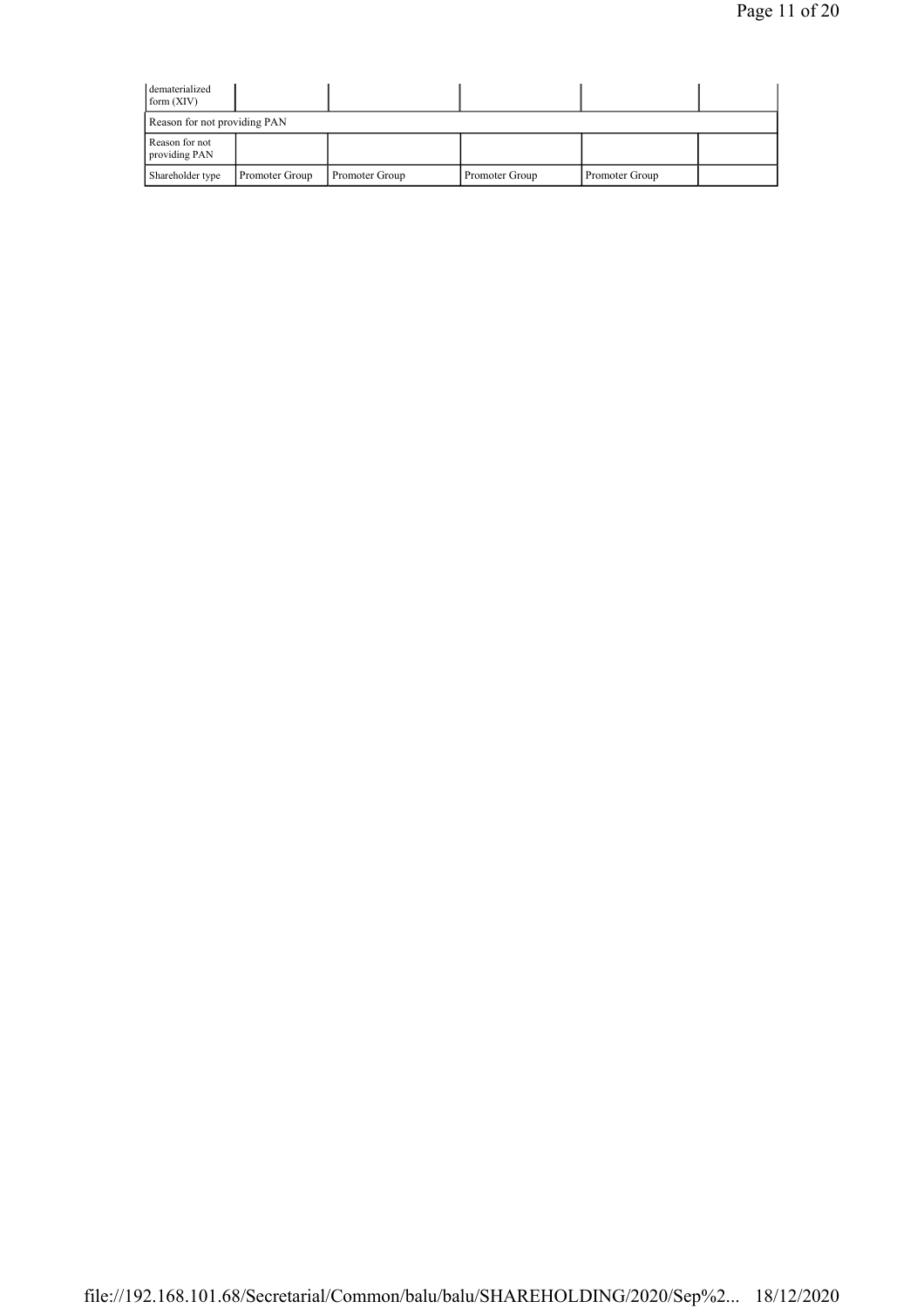| dematerialized form (XIV) | | | | | |
|---|---|---|---|---|---|
| Reason for not providing PAN | | | | | |
| Reason for not providing PAN | | | | | |
| Shareholder type | Promoter Group | Promoter Group | Promoter Group | Promoter Group | |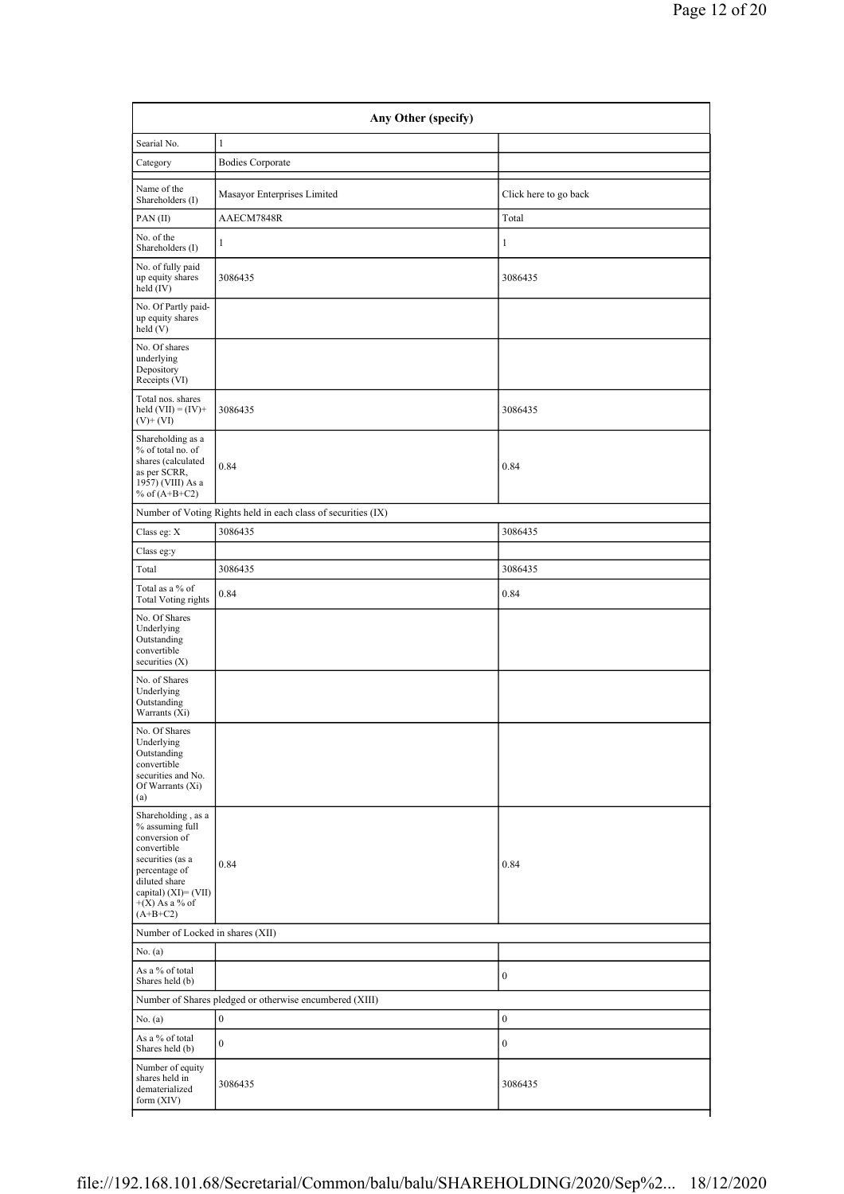| Any Other (specify) | | |
|---|---|---|
| Searial No. | 1 | |
| Category | Bodies Corporate | |
| Name of the Shareholders (I) | Masayor Enterprises Limited | Click here to go back |
| PAN (II) | AAECM7848R | Total |
| No. of the Shareholders (I) | 1 | 1 |
| No. of fully paid up equity shares held (IV) | 3086435 | 3086435 |
| No. Of Partly paid-up equity shares held (V) | | |
| No. Of shares underlying Depository Receipts (VI) | | |
| Total nos. shares held (VII) = (IV)+ (V)+ (VI) | 3086435 | 3086435 |
| Shareholding as a % of total no. of shares (calculated as per SCRR, 1957) (VIII) As a % of (A+B+C2) | 0.84 | 0.84 |
| Number of Voting Rights held in each class of securities (IX) | | |
| Class eg: X | 3086435 | 3086435 |
| Class eg:y | | |
| Total | 3086435 | 3086435 |
| Total as a % of Total Voting rights | 0.84 | 0.84 |
| No. Of Shares Underlying Outstanding convertible securities (X) | | |
| No. of Shares Underlying Outstanding Warrants (Xi) | | |
| No. Of Shares Underlying Outstanding convertible securities and No. Of Warrants (Xi) (a) | | |
| Shareholding , as a % assuming full conversion of convertible securities (as a percentage of diluted share capital) (XI)= (VII) +(X) As a % of (A+B+C2) | 0.84 | 0.84 |
| Number of Locked in shares (XII) | | |
| No. (a) | | |
| As a % of total Shares held (b) | | 0 |
| Number of Shares pledged or otherwise encumbered (XIII) | | |
| No. (a) | 0 | 0 |
| As a % of total Shares held (b) | 0 | 0 |
| Number of equity shares held in dematerialized form (XIV) | 3086435 | 3086435 |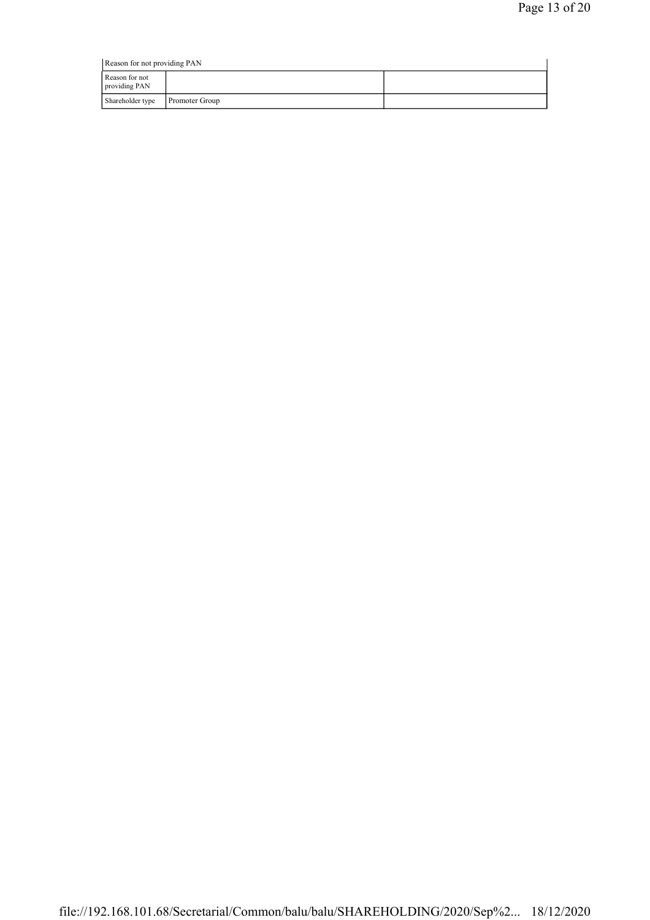| Reason for not providing PAN | | |
|---|---|---|
| Reason for not providing PAN | | |
| Shareholder type | Promoter Group | |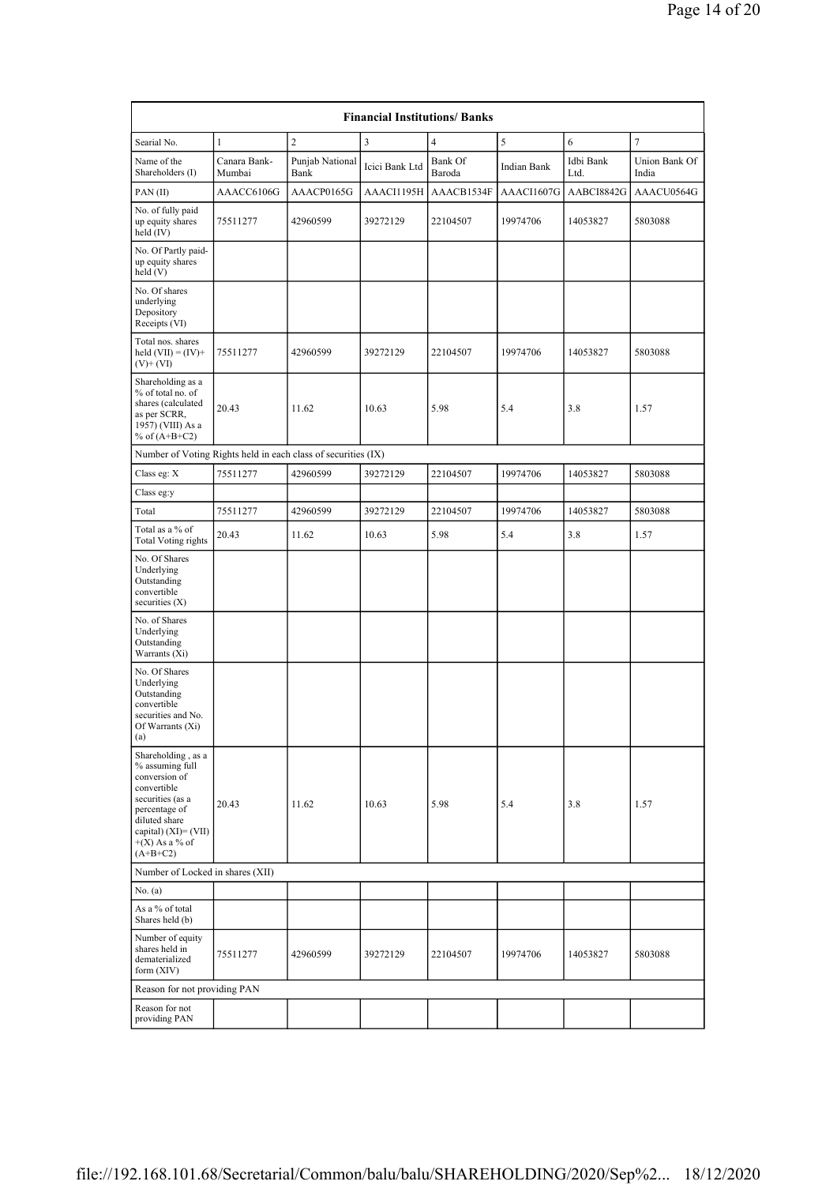| Financial Institutions/ Banks | | | | | | | |
|---|---|---|---|---|---|---|---|
| Searial No. | 1 | 2 | 3 | 4 | 5 | 6 | 7 |
| Name of the Shareholders (I) | Canara Bank-Mumbai | Punjab National Bank | Icici Bank Ltd | Bank Of Baroda | Indian Bank | Idbi Bank Ltd. | Union Bank Of India |
| PAN (II) | AAACC6106G | AAACP0165G | AAACI1195H | AAACB1534F | AAACI1607G | AABCI8842G | AAACU0564G |
| No. of fully paid up equity shares held (IV) | 75511277 | 42960599 | 39272129 | 22104507 | 19974706 | 14053827 | 5803088 |
| No. Of Partly paid-up equity shares held (V) | | | | | | | |
| No. Of shares underlying Depository Receipts (VI) | | | | | | | |
| Total nos. shares held (VII) = (IV)+(V)+ (VI) | 75511277 | 42960599 | 39272129 | 22104507 | 19974706 | 14053827 | 5803088 |
| Shareholding as a % of total no. of shares (calculated as per SCRR, 1957) (VIII) As a % of (A+B+C2) | 20.43 | 11.62 | 10.63 | 5.98 | 5.4 | 3.8 | 1.57 |
| Number of Voting Rights held in each class of securities (IX) | | | | | | | |
| Class eg: X | 75511277 | 42960599 | 39272129 | 22104507 | 19974706 | 14053827 | 5803088 |
| Class eg:y | | | | | | | |
| Total | 75511277 | 42960599 | 39272129 | 22104507 | 19974706 | 14053827 | 5803088 |
| Total as a % of Total Voting rights | 20.43 | 11.62 | 10.63 | 5.98 | 5.4 | 3.8 | 1.57 |
| No. Of Shares Underlying Outstanding convertible securities (X) | | | | | | | |
| No. of Shares Underlying Outstanding Warrants (Xi) | | | | | | | |
| No. Of Shares Underlying Outstanding convertible securities and No. Of Warrants (Xi) (a) | | | | | | | |
| Shareholding , as a % assuming full conversion of convertible securities (as a percentage of diluted share capital) (XI)= (VII)+(X) As a % of (A+B+C2) | 20.43 | 11.62 | 10.63 | 5.98 | 5.4 | 3.8 | 1.57 |
| Number of Locked in shares (XII) | | | | | | | |
| No. (a) | | | | | | | |
| As a % of total Shares held (b) | | | | | | | |
| Number of equity shares held in dematerialized form (XIV) | 75511277 | 42960599 | 39272129 | 22104507 | 19974706 | 14053827 | 5803088 |
| Reason for not providing PAN | | | | | | | |
| Reason for not providing PAN | | | | | | | |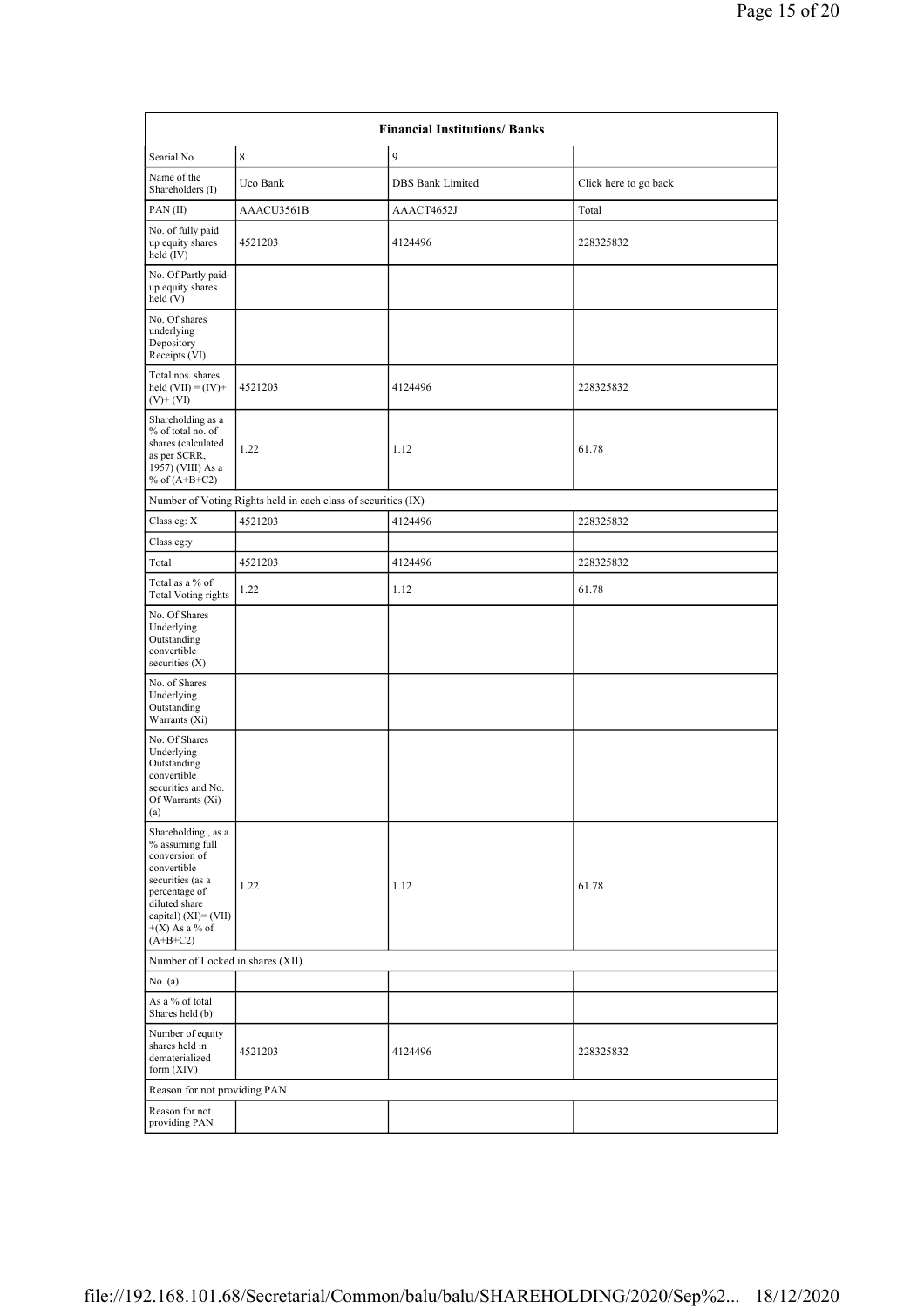| Financial Institutions/ Banks | | | |
|---|---|---|---|
| Searial No. | 8 | 9 | |
| Name of the Shareholders (I) | Uco Bank | DBS Bank Limited | Click here to go back |
| PAN (II) | AAACU3561B | AAACT4652J | Total |
| No. of fully paid up equity shares held (IV) | 4521203 | 4124496 | 228325832 |
| No. Of Partly paid-up equity shares held (V) | | | |
| No. Of shares underlying Depository Receipts (VI) | | | |
| Total nos. shares held (VII) = (IV)+ (V)+ (VI) | 4521203 | 4124496 | 228325832 |
| Shareholding as a % of total no. of shares (calculated as per SCRR, 1957) (VIII) As a % of (A+B+C2) | 1.22 | 1.12 | 61.78 |
| Number of Voting Rights held in each class of securities (IX) | | | |
| Class eg: X | 4521203 | 4124496 | 228325832 |
| Class eg:y | | | |
| Total | 4521203 | 4124496 | 228325832 |
| Total as a % of Total Voting rights | 1.22 | 1.12 | 61.78 |
| No. Of Shares Underlying Outstanding convertible securities (X) | | | |
| No. of Shares Underlying Outstanding Warrants (Xi) | | | |
| No. Of Shares Underlying Outstanding convertible securities and No. Of Warrants (Xi) (a) | | | |
| Shareholding , as a % assuming full conversion of convertible securities (as a percentage of diluted share capital) (XI)= (VII) +(X) As a % of (A+B+C2) | 1.22 | 1.12 | 61.78 |
| Number of Locked in shares (XII) | | | |
| No. (a) | | | |
| As a % of total Shares held (b) | | | |
| Number of equity shares held in dematerialized form (XIV) | 4521203 | 4124496 | 228325832 |
| Reason for not providing PAN | | | |
| Reason for not providing PAN | | | |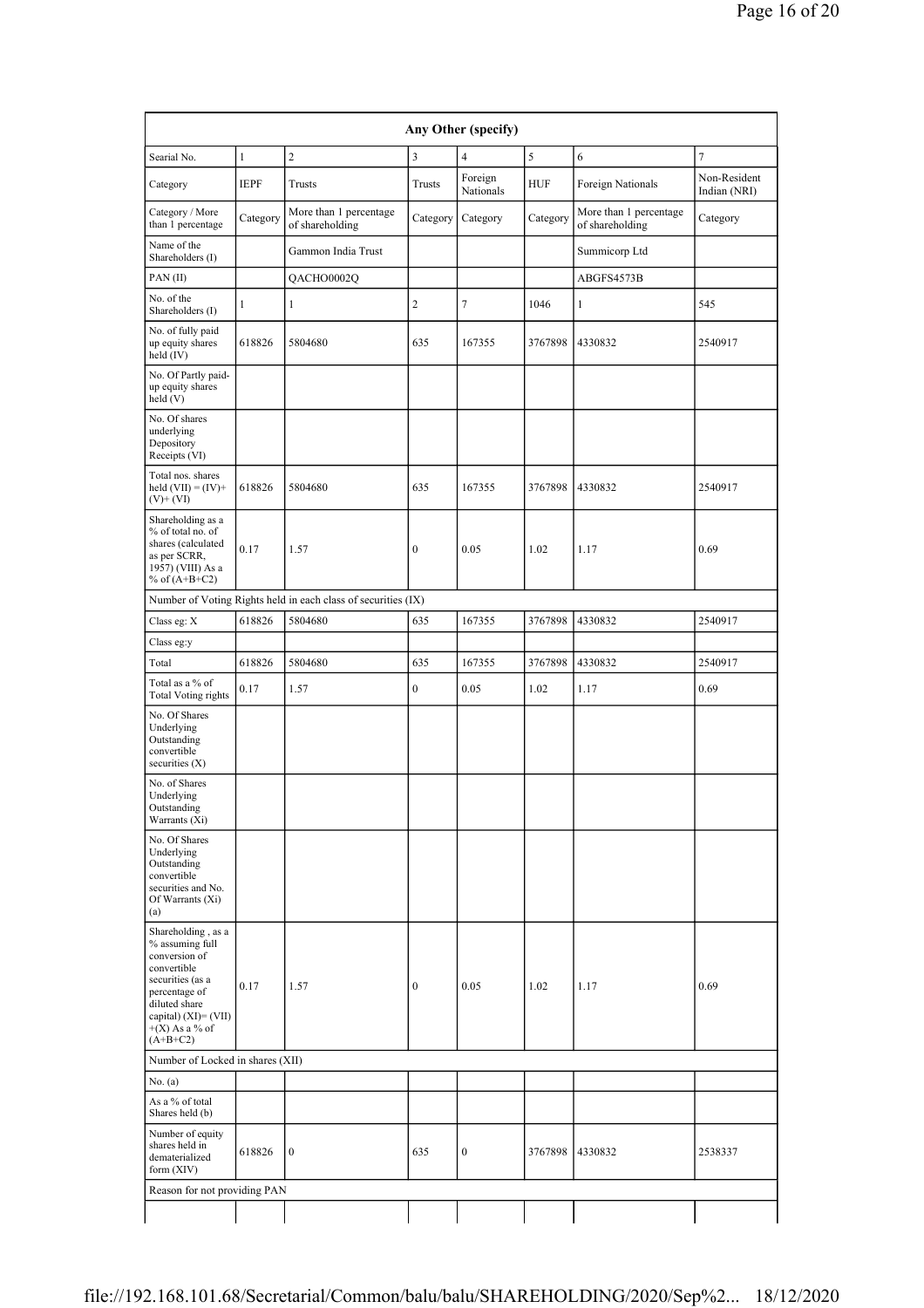| Any Other (specify) | | | | | | | |
|---|---|---|---|---|---|---|---|
| Searial No. | 1 | 2 | 3 | 4 | 5 | 6 | 7 |
| Category | IEPF | Trusts | Trusts | Foreign Nationals | HUF | Foreign Nationals | Non-Resident Indian (NRI) |
| Category / More than 1 percentage | Category | More than 1 percentage of shareholding | Category | Category | Category | More than 1 percentage of shareholding | Category |
| Name of the Shareholders (I) | | Gammon India Trust | | | | Summicorp Ltd | |
| PAN (II) | | QACHO0002Q | | | | ABGFS4573B | |
| No. of the Shareholders (I) | 1 | 1 | 2 | 7 | 1046 | 1 | 545 |
| No. of fully paid up equity shares held (IV) | 618826 | 5804680 | 635 | 167355 | 3767898 | 4330832 | 2540917 |
| No. Of Partly paid-up equity shares held (V) | | | | | | | |
| No. Of shares underlying Depository Receipts (VI) | | | | | | | |
| Total nos. shares held (VII) = (IV)+ (V)+ (VI) | 618826 | 5804680 | 635 | 167355 | 3767898 | 4330832 | 2540917 |
| Shareholding as a % of total no. of shares (calculated as per SCRR, 1957) (VIII) As a % of (A+B+C2) | 0.17 | 1.57 | 0 | 0.05 | 1.02 | 1.17 | 0.69 |
| Number of Voting Rights held in each class of securities (IX) | | | | | | | |
| Class eg: X | 618826 | 5804680 | 635 | 167355 | 3767898 | 4330832 | 2540917 |
| Class eg:y | | | | | | | |
| Total | 618826 | 5804680 | 635 | 167355 | 3767898 | 4330832 | 2540917 |
| Total as a % of Total Voting rights | 0.17 | 1.57 | 0 | 0.05 | 1.02 | 1.17 | 0.69 |
| No. Of Shares Underlying Outstanding convertible securities (X) | | | | | | | |
| No. of Shares Underlying Outstanding Warrants (Xi) | | | | | | | |
| No. Of Shares Underlying Outstanding convertible securities and No. Of Warrants (Xi) (a) | | | | | | | |
| Shareholding , as a % assuming full conversion of convertible securities (as a percentage of diluted share capital) (XI)= (VII) +(X) As a % of (A+B+C2) | 0.17 | 1.57 | 0 | 0.05 | 1.02 | 1.17 | 0.69 |
| Number of Locked in shares (XII) | | | | | | | |
| No. (a) | | | | | | | |
| As a % of total Shares held (b) | | | | | | | |
| Number of equity shares held in dematerialized form (XIV) | 618826 | 0 | 635 | 0 | 3767898 | 4330832 | 2538337 |
| Reason for not providing PAN | | | | | | | |
| | | | | | | | |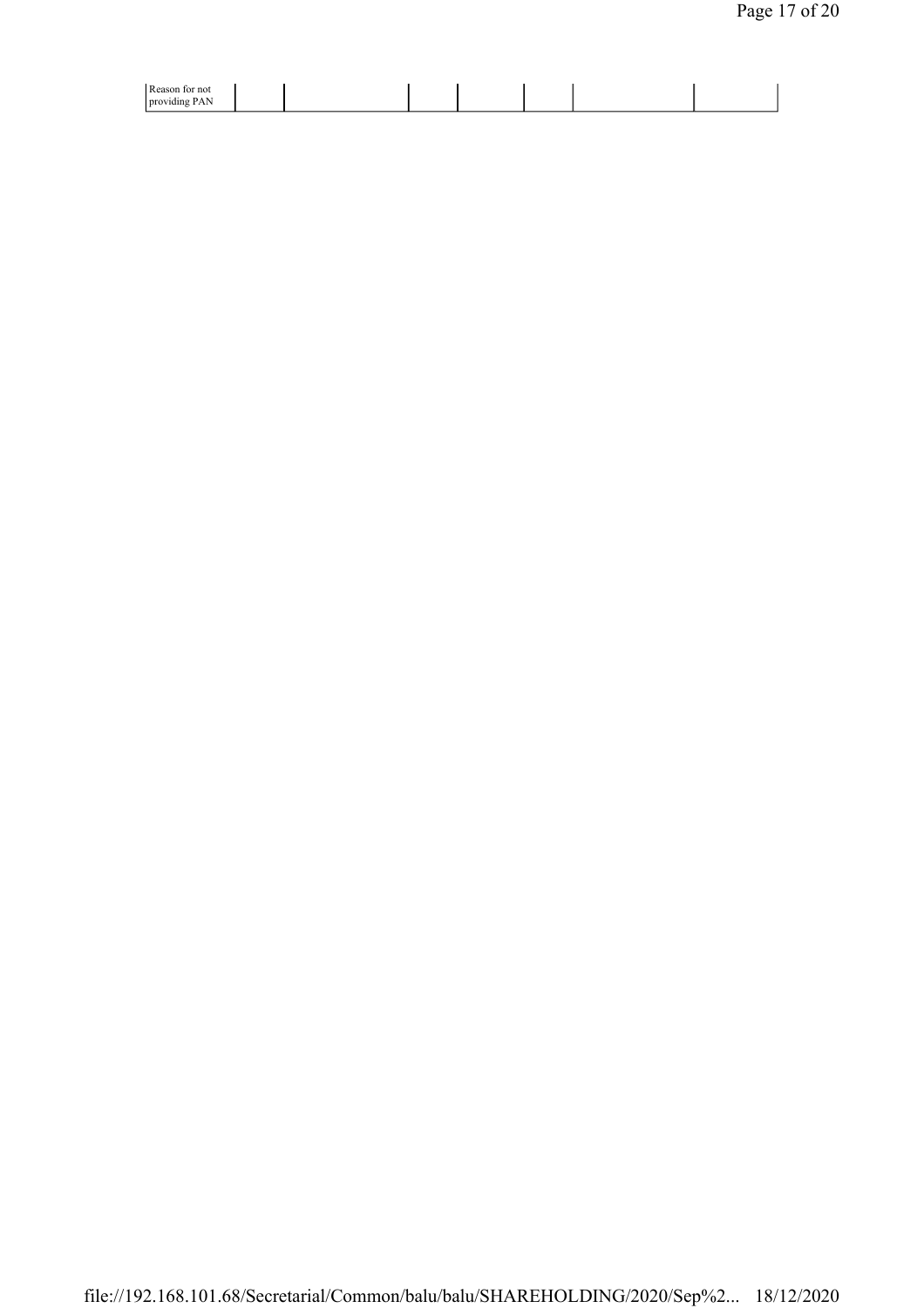| Reason for not providing PAN | | | | | | | |
|---|---|---|---|---|---|---|---|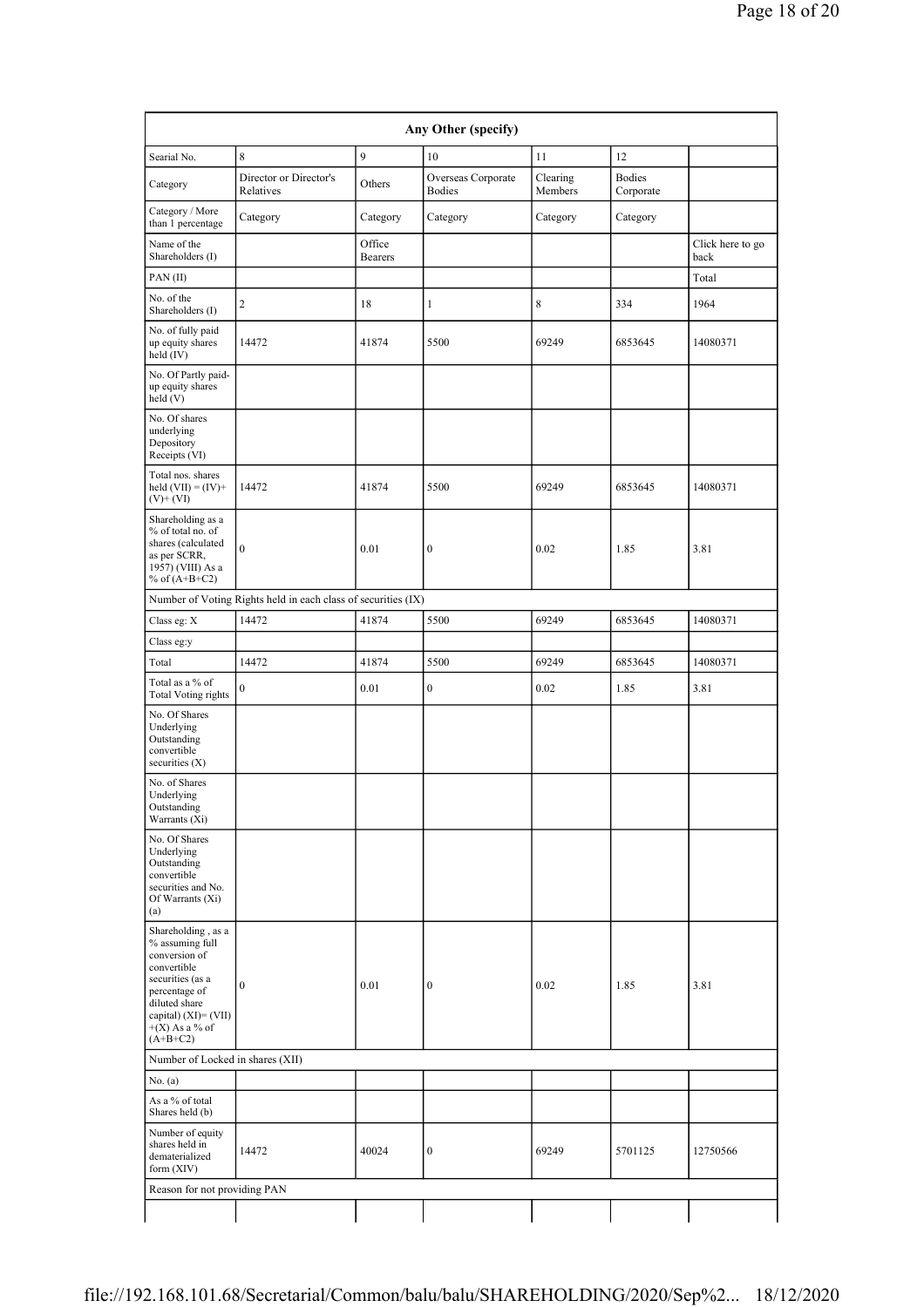| Any Other (specify) | | | | | | |
|---|---|---|---|---|---|---|
| Searial No. | 8 | 9 | 10 | 11 | 12 | |
| Category | Director or Director's Relatives | Others | Overseas Corporate Bodies | Clearing Members | Bodies Corporate | |
| Category / More than 1 percentage | Category | Category | Category | Category | Category | |
| Name of the Shareholders (I) | | Office Bearers | | | | Click here to go back |
| PAN (II) | | | | | | Total |
| No. of the Shareholders (I) | 2 | 18 | 1 | 8 | 334 | 1964 |
| No. of fully paid up equity shares held (IV) | 14472 | 41874 | 5500 | 69249 | 6853645 | 14080371 |
| No. Of Partly paid-up equity shares held (V) | | | | | | |
| No. Of shares underlying Depository Receipts (VI) | | | | | | |
| Total nos. shares held (VII) = (IV)+(V)+ (VI) | 14472 | 41874 | 5500 | 69249 | 6853645 | 14080371 |
| Shareholding as a % of total no. of shares (calculated as per SCRR, 1957) (VIII) As a % of (A+B+C2) | 0 | 0.01 | 0 | 0.02 | 1.85 | 3.81 |
| Number of Voting Rights held in each class of securities (IX) | | | | | | |
| Class eg: X | 14472 | 41874 | 5500 | 69249 | 6853645 | 14080371 |
| Class eg:y | | | | | | |
| Total | 14472 | 41874 | 5500 | 69249 | 6853645 | 14080371 |
| Total as a % of Total Voting rights | 0 | 0.01 | 0 | 0.02 | 1.85 | 3.81 |
| No. Of Shares Underlying Outstanding convertible securities (X) | | | | | | |
| No. of Shares Underlying Outstanding Warrants (Xi) | | | | | | |
| No. Of Shares Underlying Outstanding convertible securities and No. Of Warrants (Xi) (a) | | | | | | |
| Shareholding , as a % assuming full conversion of convertible securities (as a percentage of diluted share capital) (XI)= (VII)+(X) As a % of (A+B+C2) | 0 | 0.01 | 0 | 0.02 | 1.85 | 3.81 |
| Number of Locked in shares (XII) | | | | | | |
| No. (a) | | | | | | |
| As a % of total Shares held (b) | | | | | | |
| Number of equity shares held in dematerialized form (XIV) | 14472 | 40024 | 0 | 69249 | 5701125 | 12750566 |
| Reason for not providing PAN | | | | | | |
| | | | | | | |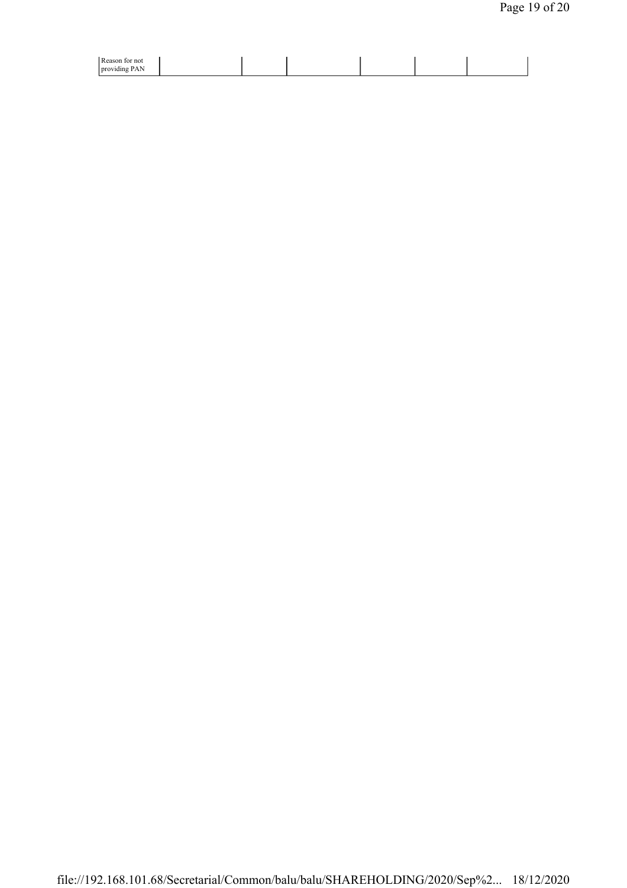| Reason for not providing PAN | | | | | | |
|---|---|---|---|---|---|---|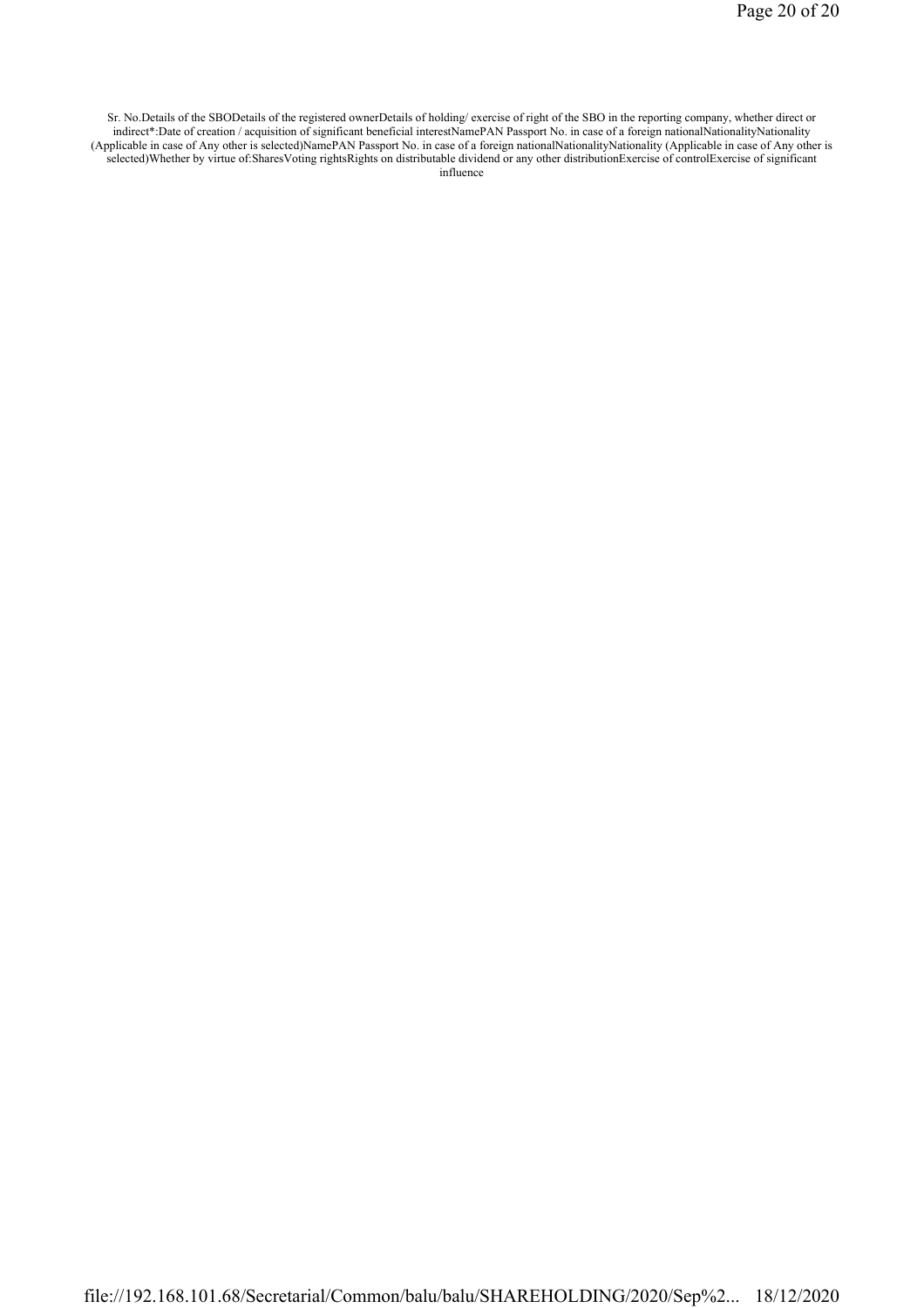| Sr. No. | Details of the SBO | | | | Details of the registered owner | | | | Details of holding/ exercise of right of the SBO in the reporting company, whether direct or indirect*: | | | | | Date of creation / acquisition of significant beneficial interest |
|---|---|---|---|---|---|---|---|---|---|---|---|---|---|---|
| | Name | PAN | Passport No. in case of a foreign national | Nationality | Nationality (Applicable in case of Any other is selected) | Name | PAN | Passport No. in case of a foreign national | Nationality | Nationality (Applicable in case of Any other is selected) | Whether by virtue of: | | | | |
| | | | | | | | | | | | Shares | Voting rights | Rights on distributable dividend or any other distribution | Exercise of control | Exercise of significant influence |